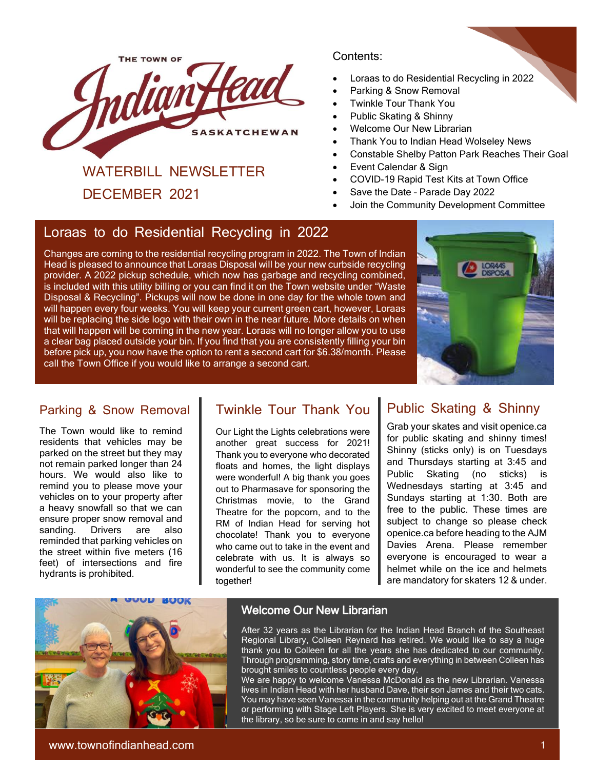# The Town of Indian Head Saskatchewan

## WATERBILL NEWSLETTER DECEMBER 2021

Contents:

- Loraas to do Residential Recycling in 2022
- Parking & Snow Removal
- Twinkle Tour Thank You
- Public Skating & Shinny
- Welcome Our New Librarian
- Thank You to Indian Head Wolseley News
- Constable Shelby Patton Park Reaches Their Goal
- Event Calendar & Sign
- COVID-19 Rapid Test Kits at Town Office
- Save the Date – Parade Day 2022
- Join the Community Development Committee

## Loraas to do Residential Recycling in 2022

Changes are coming to the residential recycling program in 2022. The Town of Indian Head is pleased to announce that Loraas Disposal will be your new curbside recycling provider. A 2022 pickup schedule, which now has garbage and recycling combined, is included with this utility billing or you can find it on the Town website under "Waste Disposal & Recycling". Pickups will now be done in one day for the whole town and will happen every four weeks. You will keep your current green cart, however, Loraas will be replacing the side logo with their own in the near future. More details on when that will happen will be coming in the new year. Loraas will no longer allow you to use a clear bag placed outside your bin. If you find that you are consistently filling your bin before pick up, you now have the option to rent a second cart for $6.38/month. Please call the Town Office if you would like to arrange a second cart.

## Parking & Snow Removal

The Town would like to remind residents that vehicles may be parked on the street but they may not remain parked longer than 24 hours. We would also like to remind you to please move your vehicles on to your property after a heavy snowfall so that we can ensure proper snow removal and sanding. Drivers are also reminded that parking vehicles on the street within five meters (16 feet) of intersections and fire hydrants is prohibited.

## Twinkle Tour Thank You

Our Light the Lights celebrations were another great success for 2021! Thank you to everyone who decorated floats and homes, the light displays were wonderful! A big thank you goes out to Pharmasave for sponsoring the Christmas movie, to the Grand Theatre for the popcorn, and to the RM of Indian Head for serving hot chocolate! Thank you to everyone who came out to take in the event and celebrate with us. It is always so wonderful to see the community come together!

## Public Skating & Shinny

Grab your skates and visit openice.ca for public skating and shinny times! Shinny (sticks only) is on Tuesdays and Thursdays starting at 3:45 and Public Skating (no sticks) is Wednesdays starting at 3:45 and Sundays starting at 1:30. Both are free to the public. These times are subject to change so please check openice.ca before heading to the AJM Davies Arena. Please remember everyone is encouraged to wear a helmet while on the ice and helmets are mandatory for skaters 12 & under.

## Welcome Our New Librarian

After 32 years as the Librarian for the Indian Head Branch of the Southeast Regional Library, Colleen Reynard has retired. We would like to say a huge thank you to Colleen for all the years she has dedicated to our community. Through programming, story time, crafts and everything in between Colleen has brought smiles to countless people every day.

We are happy to welcome Vanessa McDonald as the new Librarian. Vanessa lives in Indian Head with her husband Dave, their son James and their two cats. You may have seen Vanessa in the community helping out at the Grand Theatre or performing with Stage Left Players. She is very excited to meet everyone at the library, so be sure to come in and say hello!

www.townofindianhead.com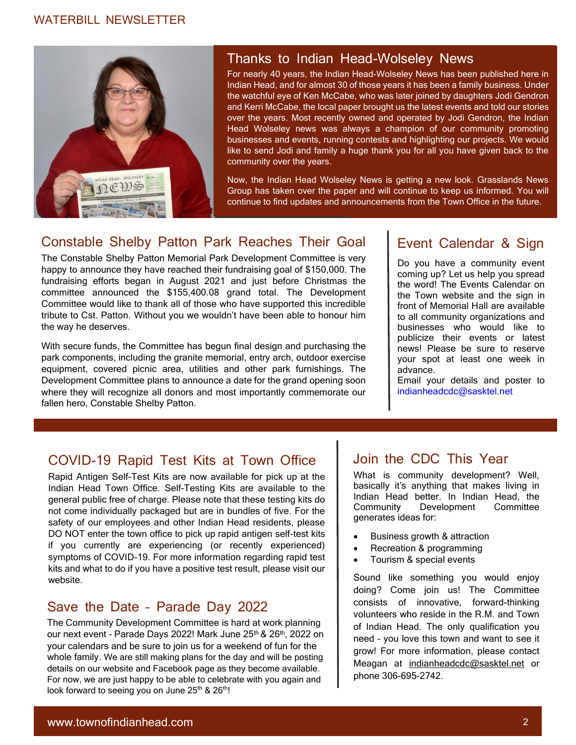## Thanks to Indian Head-Wolseley News

For nearly 40 years, the Indian Head-Wolseley News has been published here in Indian Head, and for almost 30 of those years it has been a family business. Under the watchful eye of Ken McCabe, who was later joined by daughters Jodi Gendron and Kerri McCabe, the local paper brought us the latest events and told our stories over the years. Most recently owned and operated by Jodi Gendron, the Indian Head Wolseley news was always a champion of our community promoting businesses and events, running contests and highlighting our projects. We would like to send Jodi and family a huge thank you for all you have given back to the community over the years.

Now, the Indian Head Wolseley News is getting a new look. Grasslands News Group has taken over the paper and will continue to keep us informed. You will continue to find updates and announcements from the Town Office in the future.

## Constable Shelby Patton Park Reaches Their Goal

The Constable Shelby Patton Memorial Park Development Committee is very happy to announce they have reached their fundraising goal of $150,000. The fundraising efforts began in August 2021 and just before Christmas the committee announced the $155,400.08 grand total. The Development Committee would like to thank all of those who have supported this incredible tribute to Cst. Patton. Without you we wouldn't have been able to honour him the way he deserves.

With secure funds, the Committee has begun final design and purchasing the park components, including the granite memorial, entry arch, outdoor exercise equipment, covered picnic area, utilities and other park furnishings. The Development Committee plans to announce a date for the grand opening soon where they will recognize all donors and most importantly commemorate our fallen hero, Constable Shelby Patton.

## Event Calendar & Sign

Do you have a community event coming up? Let us help you spread the word! The Events Calendar on the Town website and the sign in front of Memorial Hall are available to all community organizations and businesses who would like to publicize their events or latest news! Please be sure to reserve your spot at least one week in advance.
Email your details and poster to indianheadcdc@sasktel.net

## COVID-19 Rapid Test Kits at Town Office

Rapid Antigen Self-Test Kits are now available for pick up at the Indian Head Town Office. Self-Testing Kits are available to the general public free of charge. Please note that these testing kits do not come individually packaged but are in bundles of five. For the safety of our employees and other Indian Head residents, please DO NOT enter the town office to pick up rapid antigen self-test kits if you currently are experiencing (or recently experienced) symptoms of COVID-19. For more information regarding rapid test kits and what to do if you have a positive test result, please visit our website.

## Save the Date – Parade Day 2022

The Community Development Committee is hard at work planning our next event – Parade Days 2022! Mark June 25th & 26th, 2022 on your calendars and be sure to join us for a weekend of fun for the whole family. We are still making plans for the day and will be posting details on our website and Facebook page as they become available. For now, we are just happy to be able to celebrate with you again and look forward to seeing you on June 25th & 26th!

## Join the CDC This Year

What is community development? Well, basically it's anything that makes living in Indian Head better. In Indian Head, the Community Development Committee generates ideas for:

- Business growth & attraction
- Recreation & programming
- Tourism & special events

Sound like something you would enjoy doing? Come join us! The Committee consists of innovative, forward-thinking volunteers who reside in the R.M. and Town of Indian Head. The only qualification you need – you love this town and want to see it grow! For more information, please contact Meagan at indianheadcdc@sasktel.net or phone 306-695-2742.

www.townofindianhead.com